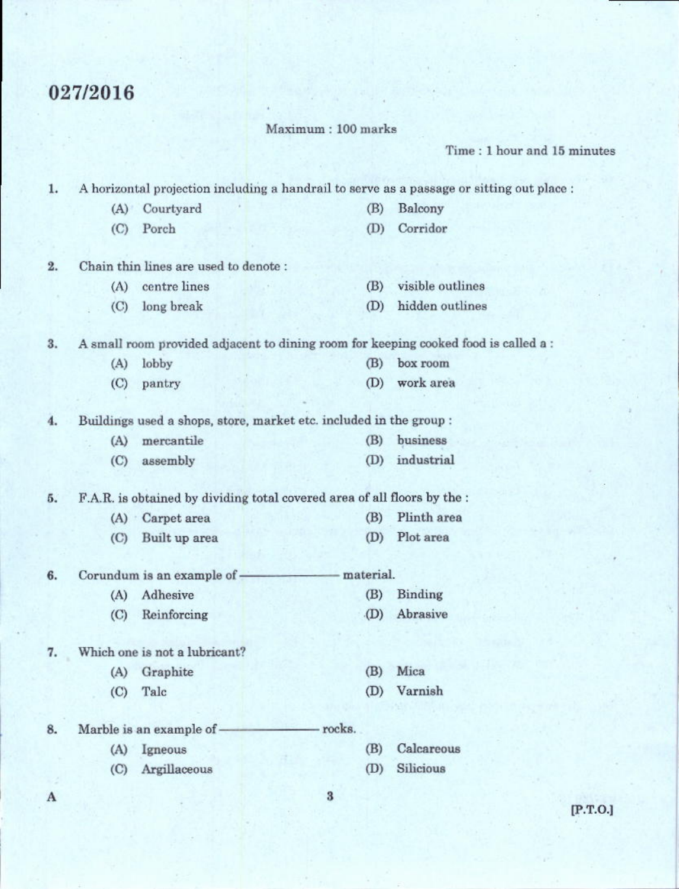027/2016

Maximum : 100 marks

Time : 1 hour and 15 minutes

1. A horizontal projection including a handrail to serve as a passage or sitting out place :
   - (A) Courtyard
   - (B) Balcony
   - (C) Porch
   - (D) Corridor

2. Chain thin lines are used to denote :
   - (A) centre lines
   - (B) visible outlines
   - (C) long break
   - (D) hidden outlines

3. A small room provided adjacent to dining room for keeping cooked food is called a :
   - (A) lobby
   - (B) box room
   - (C) pantry
   - (D) work area

4. Buildings used a shops, store, market etc. included in the group :
   - (A) mercantile
   - (B) business
   - (C) assembly
   - (D) industrial

5. F.A.R. is obtained by dividing total covered area of all floors by the :
   - (A) Carpet area
   - (B) Plinth area
   - (C) Built up area
   - (D) Plot area

6. Corundum is an example of ———————— material.
   - (A) Adhesive
   - (B) Binding
   - (C) Reinforcing
   - (D) Abrasive

7. Which one is not a lubricant?
   - (A) Graphite
   - (B) Mica
   - (C) Talc
   - (D) Varnish

8. Marble is an example of ———————— rocks.
   - (A) Igneous
   - (B) Calcareous
   - (C) Argillaceous
   - (D) Silicious

A

[P.T.O.]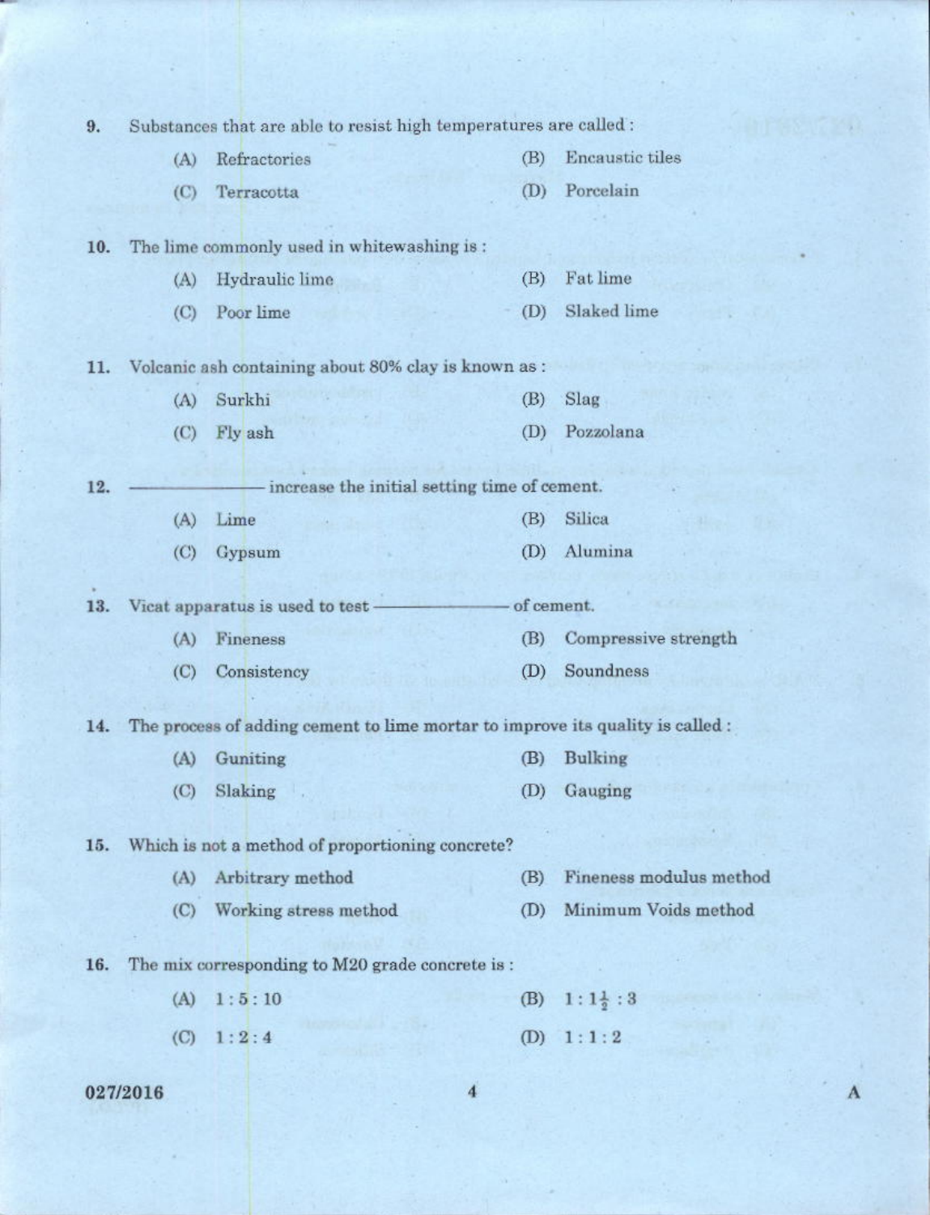9. Substances that are able to resist high temperatures are called :

   (A) Refractories  (B) Encaustic tiles
   (C) Terracotta  (D) Porcelain

10. The lime commonly used in whitewashing is :

    (A) Hydraulic lime  (B) Fat lime
    (C) Poor lime  (D) Slaked lime

11. Volcanic ash containing about 80% clay is known as :

    (A) Surkhi  (B) Slag
    (C) Fly ash  (D) Pozzolana

12. —————— increase the initial setting time of cement.

    (A) Lime  (B) Silica
    (C) Gypsum  (D) Alumina

13. Vicat apparatus is used to test —————— of cement.

    (A) Fineness  (B) Compressive strength
    (C) Consistency  (D) Soundness

14. The process of adding cement to lime mortar to improve its quality is called :

    (A) Guniting  (B) Bulking
    (C) Slaking  (D) Gauging

15. Which is not a method of proportioning concrete?

    (A) Arbitrary method  (B) Fineness modulus method
    (C) Working stress method  (D) Minimum Voids method

16. The mix corresponding to M20 grade concrete is :

    (A) $1:5:10$  (B) $1:1\frac{1}{2}:3$
    (C) $1:2:4$  (D) $1:1:2$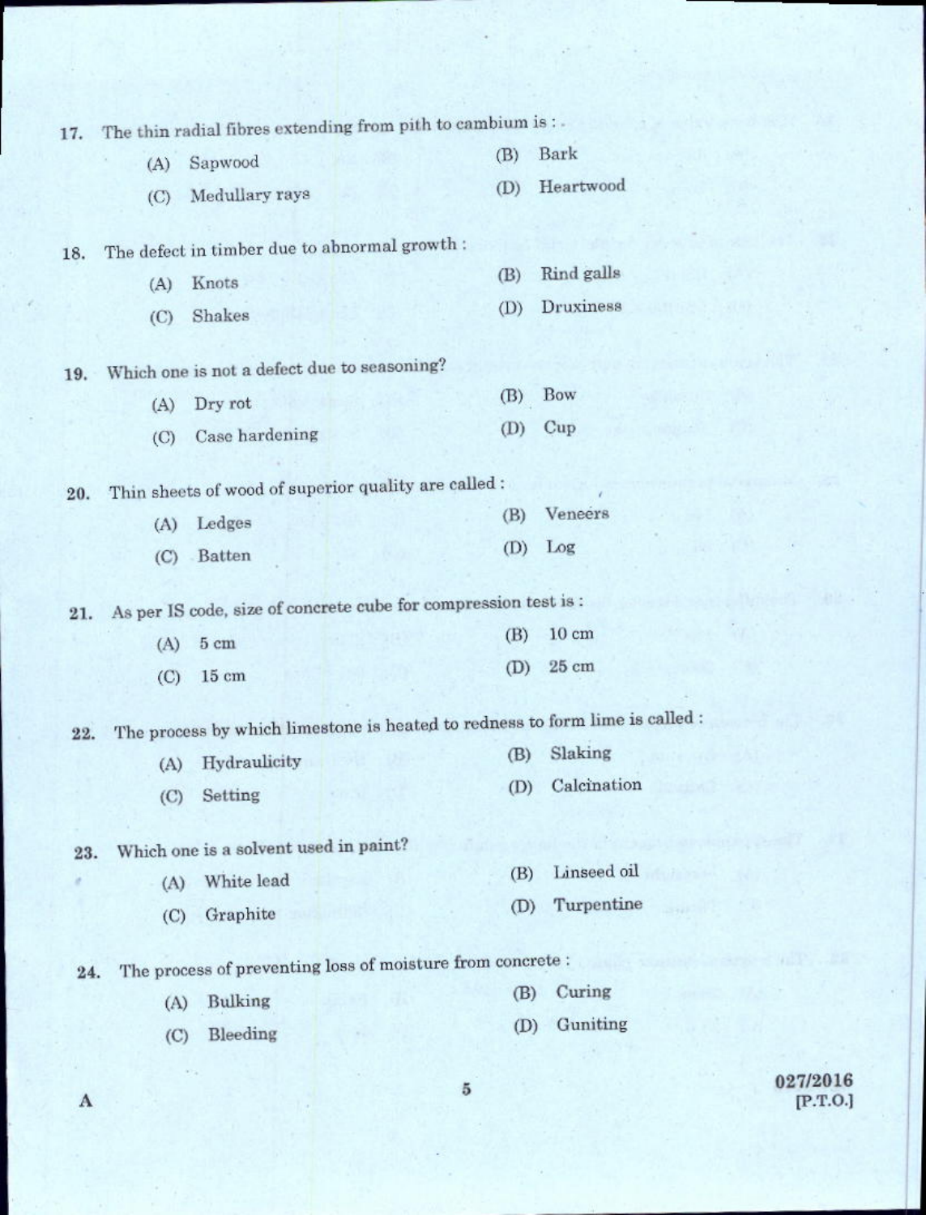17. The thin radial fibres extending from pith to cambium is : .

    (A) Sapwood
    (B) Bark
    (C) Medullary rays
    (D) Heartwood

18. The defect in timber due to abnormal growth :

    (A) Knots
    (B) Rind galls
    (C) Shakes
    (D) Druxiness

19. Which one is not a defect due to seasoning?

    (A) Dry rot
    (B) Bow
    (C) Case hardening
    (D) Cup

20. Thin sheets of wood of superior quality are called :

    (A) Ledges
    (B) Veneers
    (C) Batten
    (D) Log

21. As per IS code, size of concrete cube for compression test is :

    (A) 5 cm
    (B) 10 cm
    (C) 15 cm
    (D) 25 cm

22. The process by which limestone is heated to redness to form lime is called :

    (A) Hydraulicity
    (B) Slaking
    (C) Setting
    (D) Calcination

23. Which one is a solvent used in paint?

    (A) White lead
    (B) Linseed oil
    (C) Graphite
    (D) Turpentine

24. The process of preventing loss of moisture from concrete :

    (A) Bulking
    (B) Curing
    (C) Bleeding
    (D) Guniting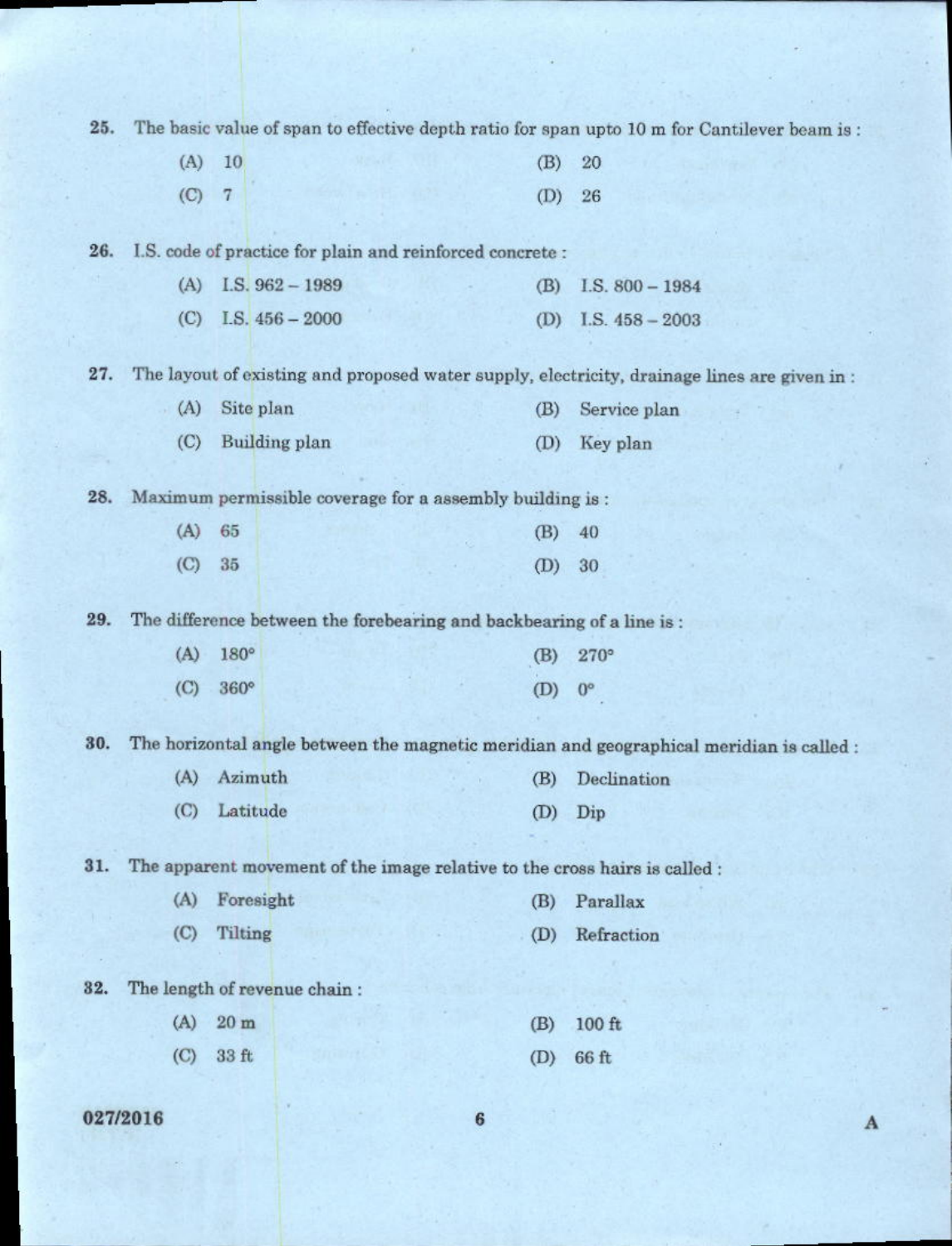25. The basic value of span to effective depth ratio for span upto 10 m for Cantilever beam is :

(A) 10 (B) 20

(C) 7 (D) 26

26. I.S. code of practice for plain and reinforced concrete :

(A) I.S. 962 – 1989 (B) I.S. 800 – 1984

(C) I.S. 456 – 2000 (D) I.S. 458 – 2003

27. The layout of existing and proposed water supply, electricity, drainage lines are given in :

(A) Site plan (B) Service plan

(C) Building plan (D) Key plan

28. Maximum permissible coverage for a assembly building is :

(A) 65 (B) 40

(C) 35 (D) 30

29. The difference between the forebearing and backbearing of a line is :

(A) 180° (B) 270°

(C) 360° (D) 0°

30. The horizontal angle between the magnetic meridian and geographical meridian is called :

(A) Azimuth (B) Declination

(C) Latitude (D) Dip

31. The apparent movement of the image relative to the cross hairs is called :

(A) Foresight (B) Parallax

(C) Tilting (D) Refraction

32. The length of revenue chain :

(A) 20 m (B) 100 ft

(C) 33 ft (D) 66 ft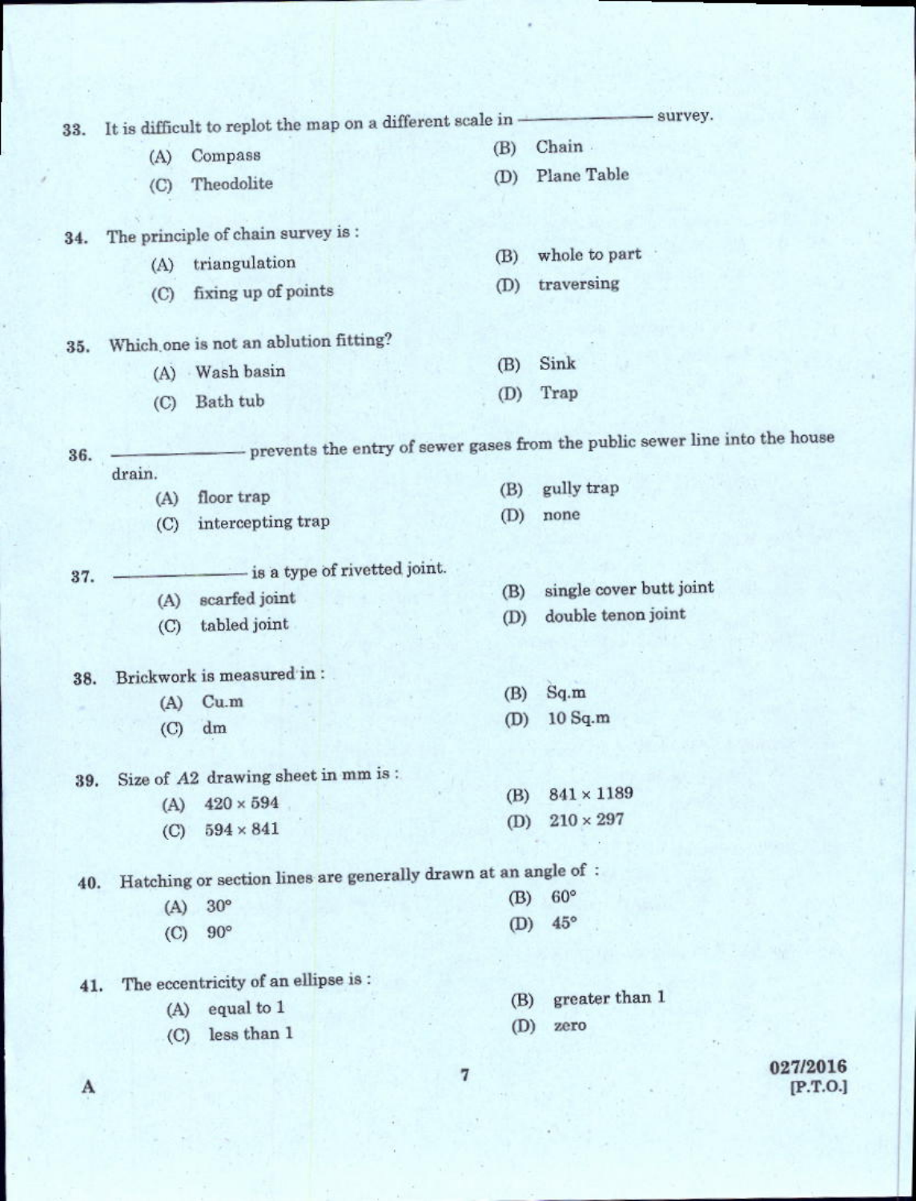33. It is difficult to replot the map on a different scale in ——————— survey.

    (A) Compass
    (B) Chain
    (C) Theodolite
    (D) Plane Table

34. The principle of chain survey is :

    (A) triangulation
    (B) whole to part
    (C) fixing up of points
    (D) traversing

35. Which one is not an ablution fitting?

    (A) Wash basin
    (B) Sink
    (C) Bath tub
    (D) Trap

36. ——————— prevents the entry of sewer gases from the public sewer line into the house drain.

    (A) floor trap
    (B) gully trap
    (C) intercepting trap
    (D) none

37. ——————— is a type of rivetted joint.

    (A) scarfed joint
    (B) single cover butt joint
    (C) tabled joint
    (D) double tenon joint

38. Brickwork is measured in :

    (A) Cu.m
    (B) Sq.m
    (C) dm
    (D) 10 Sq.m

39. Size of $A2$ drawing sheet in mm is :

    (A) $420 \times 594$
    (B) $841 \times 1189$
    (C) $594 \times 841$
    (D) $210 \times 297$

40. Hatching or section lines are generally drawn at an angle of :

    (A) $30°$
    (B) $60°$
    (C) $90°$
    (D) $45°$

41. The eccentricity of an ellipse is :

    (A) equal to 1
    (B) greater than 1
    (C) less than 1
    (D) zero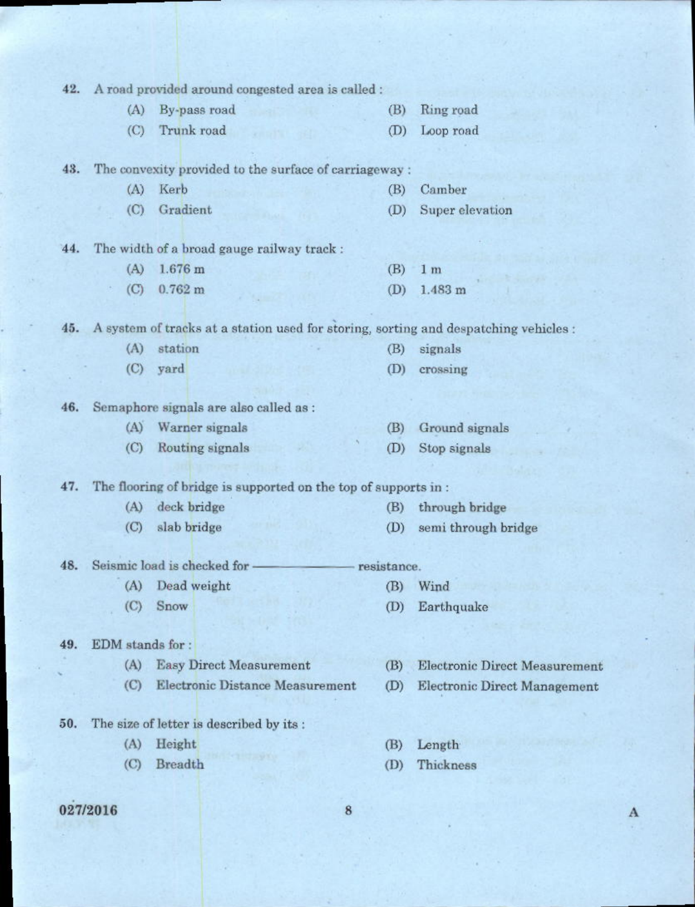42. A road provided around congested area is called :

(A) By-pass road (B) Ring road

(C) Trunk road (D) Loop road

43. The convexity provided to the surface of carriageway :

(A) Kerb (B) Camber

(C) Gradient (D) Super elevation

44. The width of a broad gauge railway track :

(A) 1.676 m (B) 1 m

(C) 0.762 m (D) 1.483 m

45. A system of tracks at a station used for storing, sorting and despatching vehicles :

(A) station (B) signals

(C) yard (D) crossing

46. Semaphore signals are also called as :

(A) Warner signals (B) Ground signals

(C) Routing signals (D) Stop signals

47. The flooring of bridge is supported on the top of supports in :

(A) deck bridge (B) through bridge

(C) slab bridge (D) semi through bridge

48. Seismic load is checked for ———————— resistance.

(A) Dead weight (B) Wind

(C) Snow (D) Earthquake

49. EDM stands for :

(A) Easy Direct Measurement (B) Electronic Direct Measurement

(C) Electronic Distance Measurement (D) Electronic Direct Management

50. The size of letter is described by its :

(A) Height (B) Length

(C) Breadth (D) Thickness

027/2016 A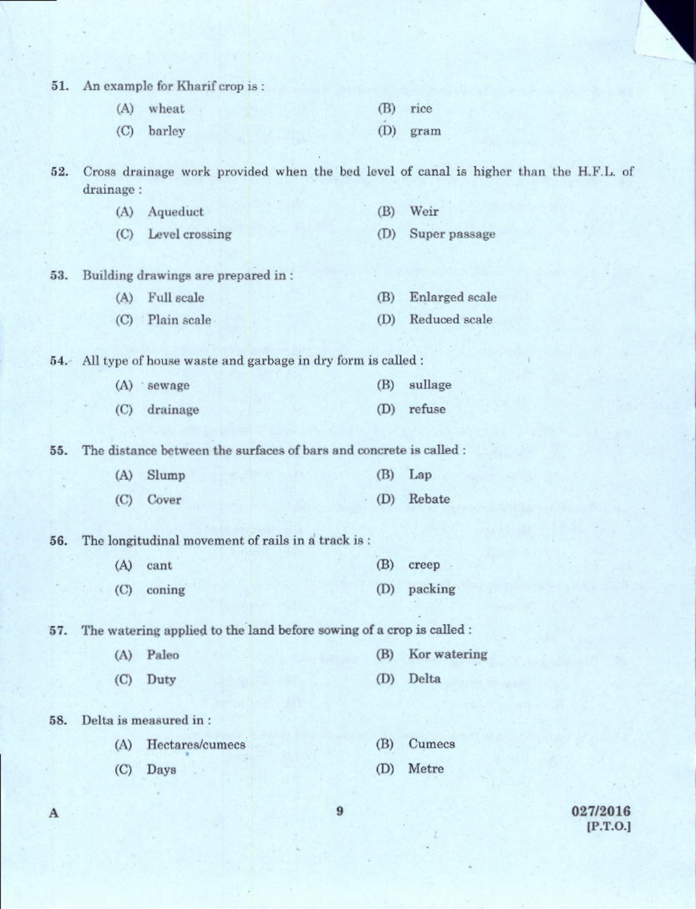51. An example for Kharif crop is :

    (A) wheat
    (B) rice
    (C) barley
    (D) gram

52. Cross drainage work provided when the bed level of canal is higher than the H.F.L. of drainage :

    (A) Aqueduct
    (B) Weir
    (C) Level crossing
    (D) Super passage

53. Building drawings are prepared in :

    (A) Full scale
    (B) Enlarged scale
    (C) Plain scale
    (D) Reduced scale

54. All type of house waste and garbage in dry form is called :

    (A) sewage
    (B) sullage
    (C) drainage
    (D) refuse

55. The distance between the surfaces of bars and concrete is called :

    (A) Slump
    (B) Lap
    (C) Cover
    (D) Rebate

56. The longitudinal movement of rails in a track is :

    (A) cant
    (B) creep
    (C) coning
    (D) packing

57. The watering applied to the land before sowing of a crop is called :

    (A) Paleo
    (B) Kor watering
    (C) Duty
    (D) Delta

58. Delta is measured in :

    (A) Hectares/cumecs
    (B) Cumecs
    (C) Days
    (D) Metre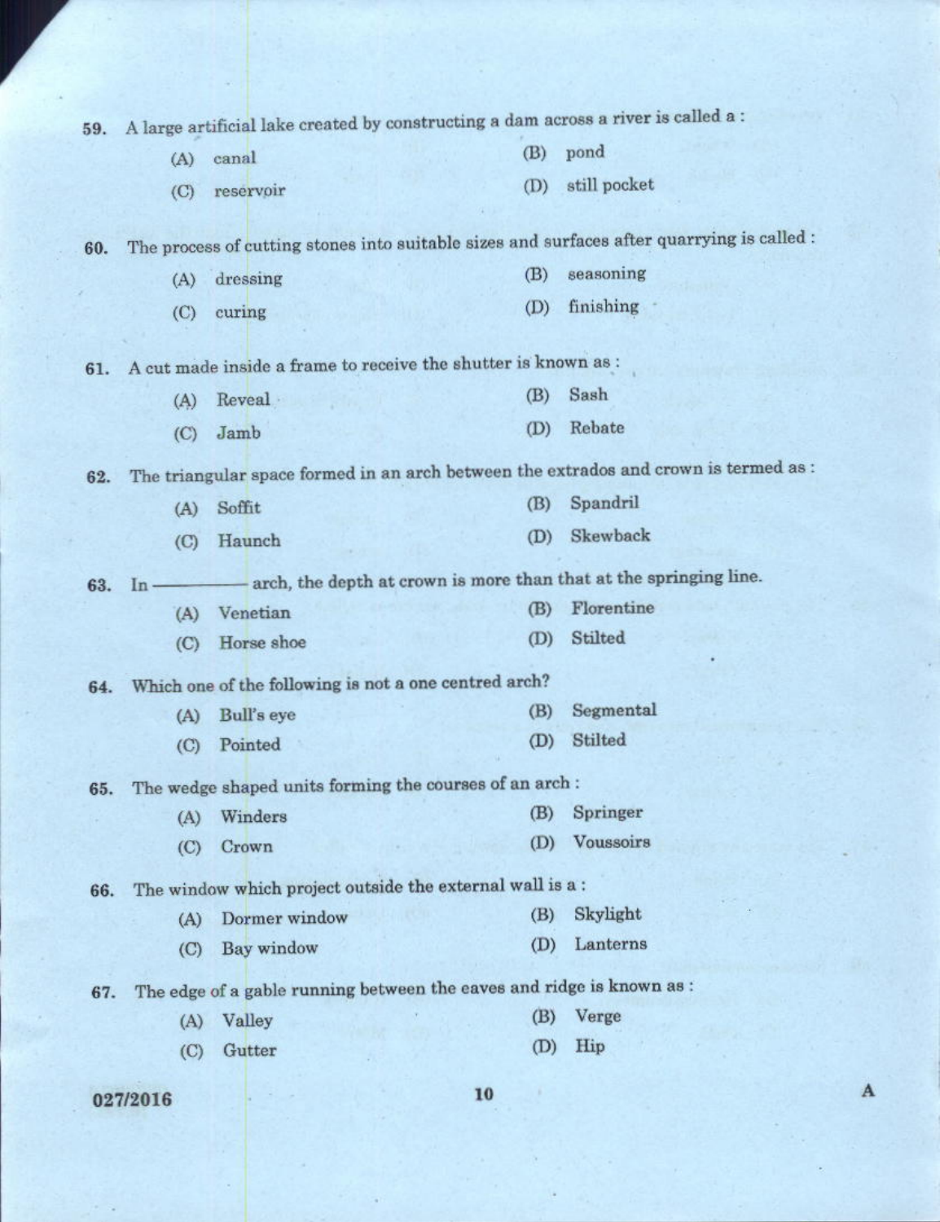59. A large artificial lake created by constructing a dam across a river is called a :

(A) canal
(B) pond
(C) reservoir
(D) still pocket

60. The process of cutting stones into suitable sizes and surfaces after quarrying is called :

(A) dressing
(B) seasoning
(C) curing
(D) finishing

61. A cut made inside a frame to receive the shutter is known as :

(A) Reveal
(B) Sash
(C) Jamb
(D) Rebate

62. The triangular space formed in an arch between the extrados and crown is termed as :

(A) Soffit
(B) Spandril
(C) Haunch
(D) Skewback

63. In ———— arch, the depth at crown is more than that at the springing line.

(A) Venetian
(B) Florentine
(C) Horse shoe
(D) Stilted

64. Which one of the following is not a one centred arch?

(A) Bull's eye
(B) Segmental
(C) Pointed
(D) Stilted

65. The wedge shaped units forming the courses of an arch :

(A) Winders
(B) Springer
(C) Crown
(D) Voussoirs

66. The window which project outside the external wall is a :

(A) Dormer window
(B) Skylight
(C) Bay window
(D) Lanterns

67. The edge of a gable running between the eaves and ridge is known as :

(A) Valley
(B) Verge
(C) Gutter
(D) Hip

027/2016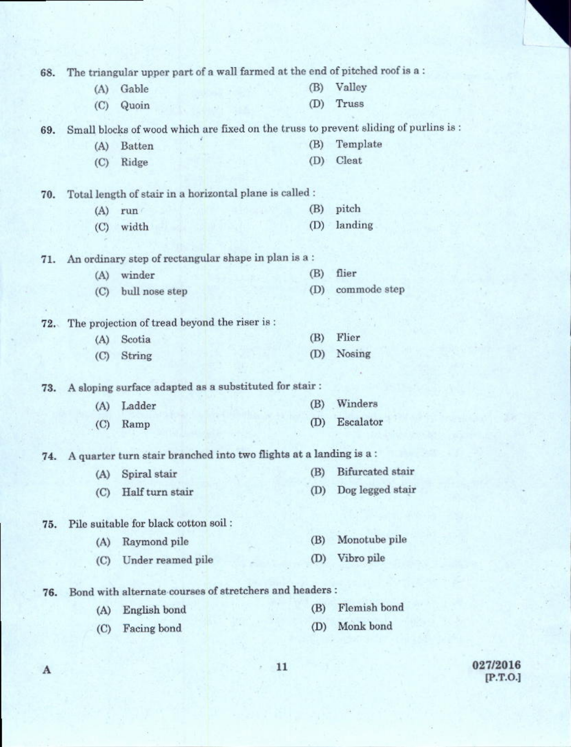68. The triangular upper part of a wall farmed at the end of pitched roof is a :

(A) Gable
(B) Valley
(C) Quoin
(D) Truss

69. Small blocks of wood which are fixed on the truss to prevent sliding of purlins is :

(A) Batten
(B) Template
(C) Ridge
(D) Cleat

70. Total length of stair in a horizontal plane is called :

(A) run
(B) pitch
(C) width
(D) landing

71. An ordinary step of rectangular shape in plan is a :

(A) winder
(B) flier
(C) bull nose step
(D) commode step

72. The projection of tread beyond the riser is :

(A) Scotia
(B) Flier
(C) String
(D) Nosing

73. A sloping surface adapted as a substituted for stair :

(A) Ladder
(B) Winders
(C) Ramp
(D) Escalator

74. A quarter turn stair branched into two flights at a landing is a :

(A) Spiral stair
(B) Bifurcated stair
(C) Half turn stair
(D) Dog legged stair

75. Pile suitable for black cotton soil :

(A) Raymond pile
(B) Monotube pile
(C) Under reamed pile
(D) Vibro pile

76. Bond with alternate courses of stretchers and headers :

(A) English bond
(B) Flemish bond
(C) Facing bond
(D) Monk bond